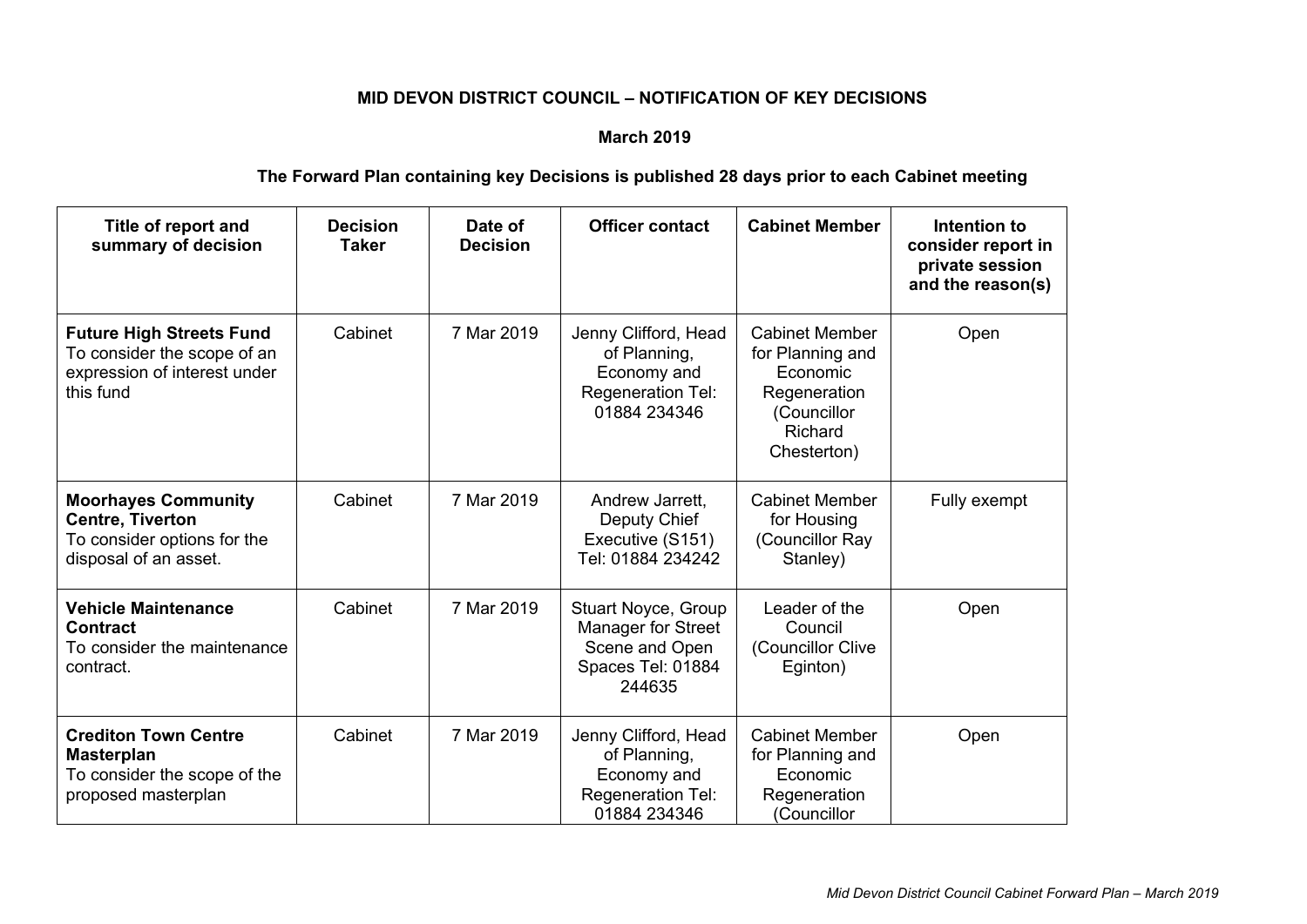**MID DEVON DISTRICT COUNCIL – NOTIFICATION OF KEY DECISIONS**

**March 2019**

**The Forward Plan containing key Decisions is published 28 days prior to each Cabinet meeting**

| Title of report and summary of decision | Decision Taker | Date of Decision | Officer contact | Cabinet Member | Intention to consider report in private session and the reason(s) |
|---|---|---|---|---|---|
| **Future High Streets Fund** To consider the scope of an expression of interest under this fund | Cabinet | 7 Mar 2019 | Jenny Clifford, Head of Planning, Economy and Regeneration Tel: 01884 234346 | Cabinet Member for Planning and Economic Regeneration (Councillor Richard Chesterton) | Open |
| **Moorhayes Community Centre, Tiverton** To consider options for the disposal of an asset. | Cabinet | 7 Mar 2019 | Andrew Jarrett, Deputy Chief Executive (S151) Tel: 01884 234242 | Cabinet Member for Housing (Councillor Ray Stanley) | Fully exempt |
| **Vehicle Maintenance Contract** To consider the maintenance contract. | Cabinet | 7 Mar 2019 | Stuart Noyce, Group Manager for Street Scene and Open Spaces Tel: 01884 244635 | Leader of the Council (Councillor Clive Eginton) | Open |
| **Crediton Town Centre Masterplan** To consider the scope of the proposed masterplan | Cabinet | 7 Mar 2019 | Jenny Clifford, Head of Planning, Economy and Regeneration Tel: 01884 234346 | Cabinet Member for Planning and Economic Regeneration (Councillor | Open |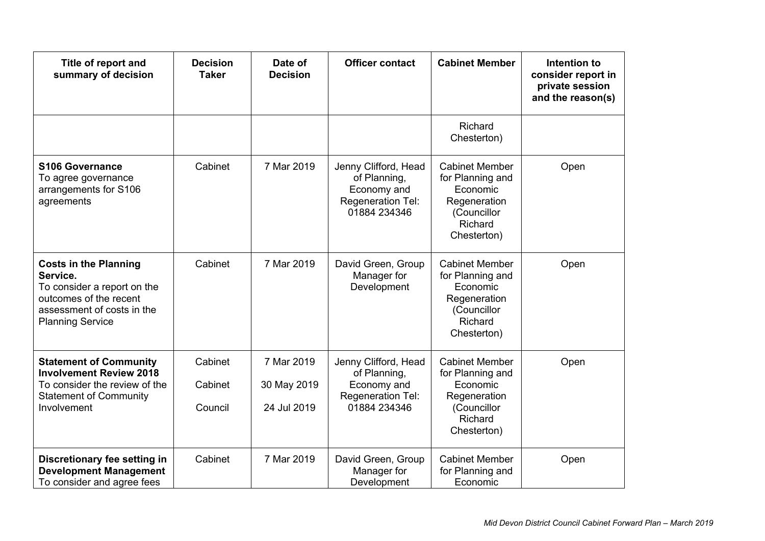| Title of report and summary of decision | Decision Taker | Date of Decision | Officer contact | Cabinet Member | Intention to consider report in private session and the reason(s) |
|---|---|---|---|---|---|
| | | | | Richard Chesterton) | |
| **S106 Governance** To agree governance arrangements for S106 agreements | Cabinet | 7 Mar 2019 | Jenny Clifford, Head of Planning, Economy and Regeneration Tel: 01884 234346 | Cabinet Member for Planning and Economic Regeneration (Councillor Richard Chesterton) | Open |
| **Costs in the Planning Service.** To consider a report on the outcomes of the recent assessment of costs in the Planning Service | Cabinet | 7 Mar 2019 | David Green, Group Manager for Development | Cabinet Member for Planning and Economic Regeneration (Councillor Richard Chesterton) | Open |
| **Statement of Community Involvement Review 2018** To consider the review of the Statement of Community Involvement | Cabinet<br>Cabinet<br>Council | 7 Mar 2019<br>30 May 2019<br>24 Jul 2019 | Jenny Clifford, Head of Planning, Economy and Regeneration Tel: 01884 234346 | Cabinet Member for Planning and Economic Regeneration (Councillor Richard Chesterton) | Open |
| **Discretionary fee setting in Development Management** To consider and agree fees | Cabinet | 7 Mar 2019 | David Green, Group Manager for Development | Cabinet Member for Planning and Economic | Open |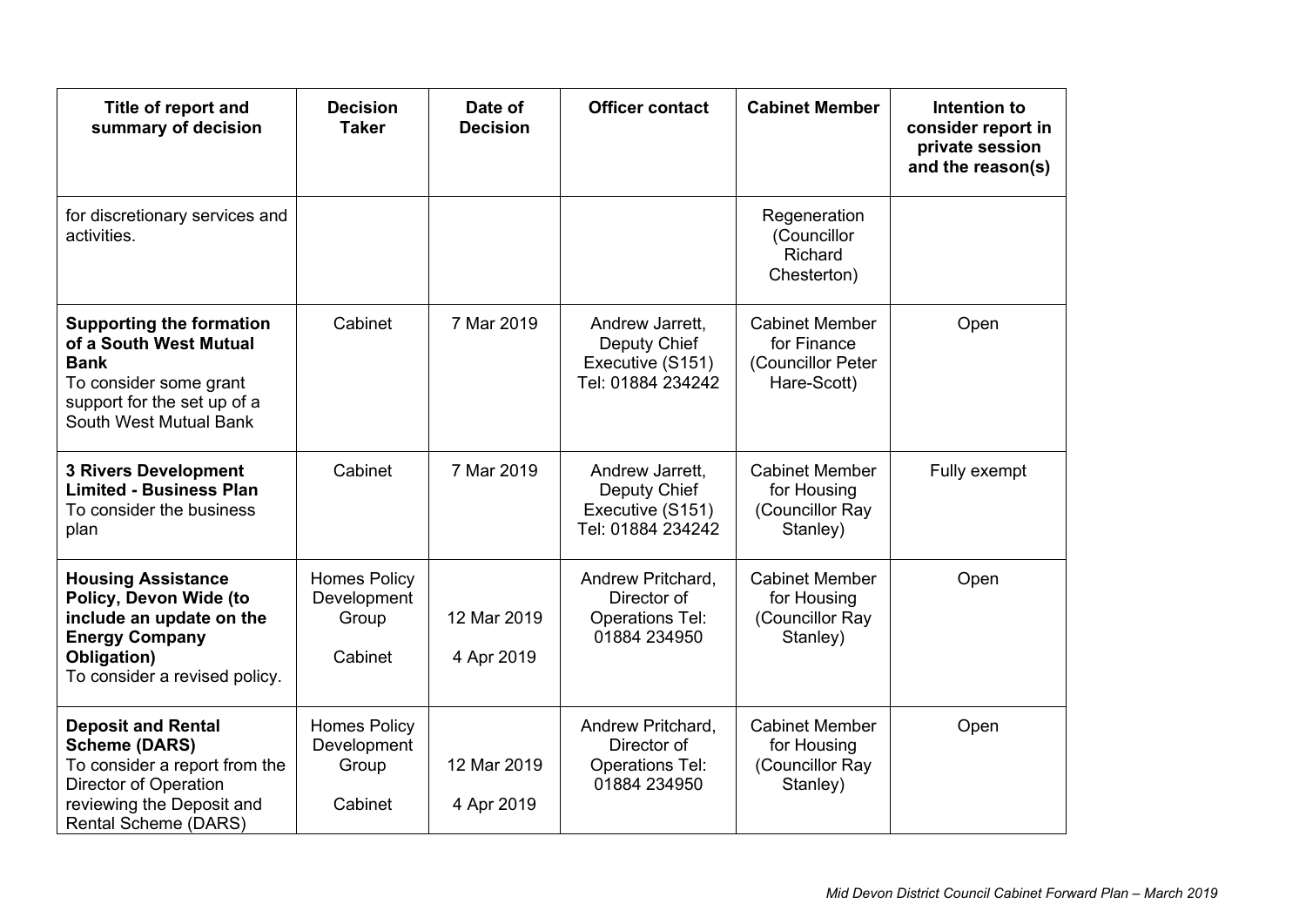| Title of report and summary of decision | Decision Taker | Date of Decision | Officer contact | Cabinet Member | Intention to consider report in private session and the reason(s) |
|---|---|---|---|---|---|
| for discretionary services and activities. | | | | Regeneration (Councillor Richard Chesterton) | |
| **Supporting the formation of a South West Mutual Bank** To consider some grant support for the set up of a South West Mutual Bank | Cabinet | 7 Mar 2019 | Andrew Jarrett, Deputy Chief Executive (S151) Tel: 01884 234242 | Cabinet Member for Finance (Councillor Peter Hare-Scott) | Open |
| **3 Rivers Development Limited - Business Plan** To consider the business plan | Cabinet | 7 Mar 2019 | Andrew Jarrett, Deputy Chief Executive (S151) Tel: 01884 234242 | Cabinet Member for Housing (Councillor Ray Stanley) | Fully exempt |
| **Housing Assistance Policy, Devon Wide (to include an update on the Energy Company Obligation)** To consider a revised policy. | Homes Policy Development Group<br><br>Cabinet | 12 Mar 2019<br><br>4 Apr 2019 | Andrew Pritchard, Director of Operations Tel: 01884 234950 | Cabinet Member for Housing (Councillor Ray Stanley) | Open |
| **Deposit and Rental Scheme (DARS)** To consider a report from the Director of Operation reviewing the Deposit and Rental Scheme (DARS) | Homes Policy Development Group<br><br>Cabinet | 12 Mar 2019<br><br>4 Apr 2019 | Andrew Pritchard, Director of Operations Tel: 01884 234950 | Cabinet Member for Housing (Councillor Ray Stanley) | Open |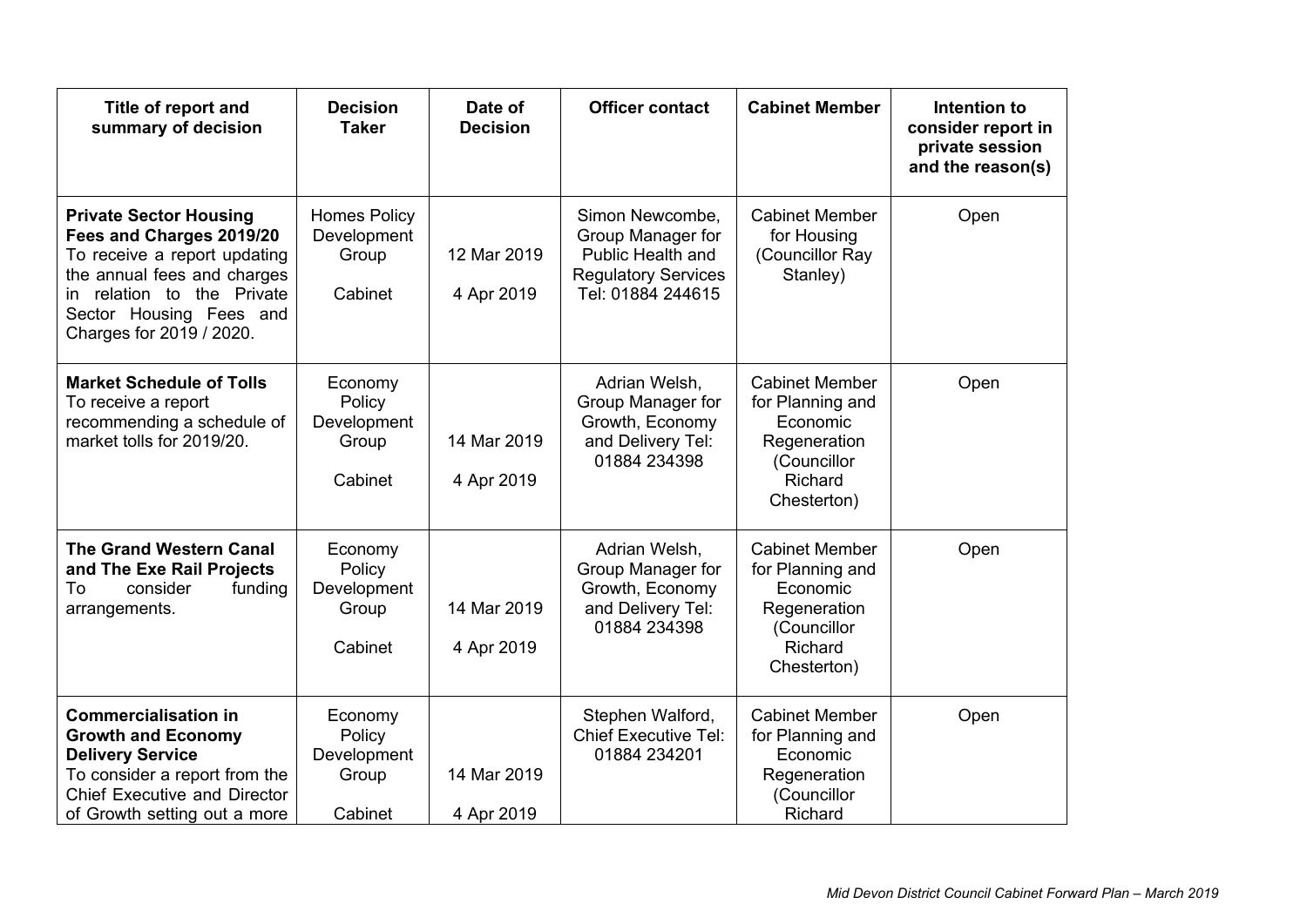| Title of report and summary of decision | Decision Taker | Date of Decision | Officer contact | Cabinet Member | Intention to consider report in private session and the reason(s) |
|---|---|---|---|---|---|
| **Private Sector Housing Fees and Charges 2019/20** To receive a report updating the annual fees and charges in relation to the Private Sector Housing Fees and Charges for 2019 / 2020. | Homes Policy Development Group<br><br>Cabinet | 12 Mar 2019<br><br>4 Apr 2019 | Simon Newcombe, Group Manager for Public Health and Regulatory Services Tel: 01884 244615 | Cabinet Member for Housing (Councillor Ray Stanley) | Open |
| **Market Schedule of Tolls** To receive a report recommending a schedule of market tolls for 2019/20. | Economy Policy Development Group<br><br>Cabinet | 14 Mar 2019<br><br>4 Apr 2019 | Adrian Welsh, Group Manager for Growth, Economy and Delivery Tel: 01884 234398 | Cabinet Member for Planning and Economic Regeneration (Councillor Richard Chesterton) | Open |
| **The Grand Western Canal and The Exe Rail Projects** To consider funding arrangements. | Economy Policy Development Group<br><br>Cabinet | 14 Mar 2019<br><br>4 Apr 2019 | Adrian Welsh, Group Manager for Growth, Economy and Delivery Tel: 01884 234398 | Cabinet Member for Planning and Economic Regeneration (Councillor Richard Chesterton) | Open |
| **Commercialisation in Growth and Economy Delivery Service** To consider a report from the Chief Executive and Director of Growth setting out a more | Economy Policy Development Group<br><br>Cabinet | 14 Mar 2019<br><br>4 Apr 2019 | Stephen Walford, Chief Executive Tel: 01884 234201 | Cabinet Member for Planning and Economic Regeneration (Councillor Richard | Open |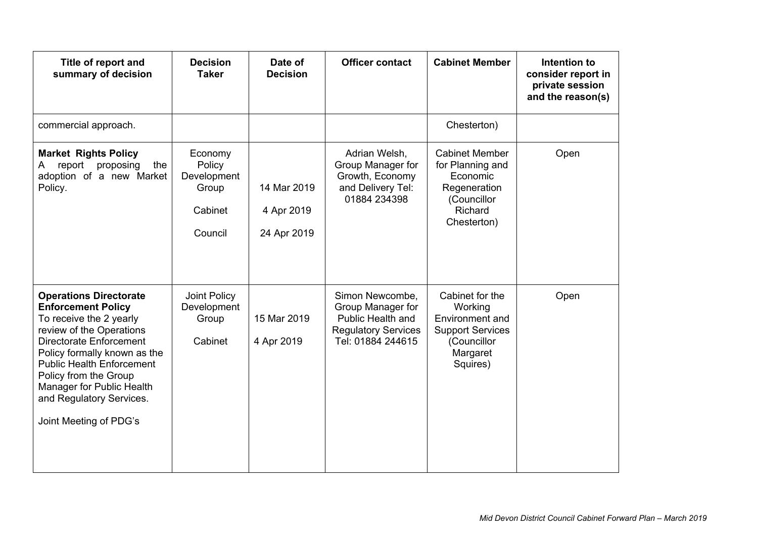| Title of report and summary of decision | Decision Taker | Date of Decision | Officer contact | Cabinet Member | Intention to consider report in private session and the reason(s) |
|---|---|---|---|---|---|
| commercial approach. | | | | Chesterton) | |
| **Market Rights Policy**<br>A report proposing the adoption of a new Market Policy. | Economy Policy Development Group<br><br>Cabinet<br><br>Council | 14 Mar 2019<br><br>4 Apr 2019<br><br>24 Apr 2019 | Adrian Welsh, Group Manager for Growth, Economy and Delivery Tel: 01884 234398 | Cabinet Member for Planning and Economic Regeneration (Councillor Richard Chesterton) | Open |
| **Operations Directorate Enforcement Policy**<br>To receive the 2 yearly review of the Operations Directorate Enforcement Policy formally known as the Public Health Enforcement Policy from the Group Manager for Public Health and Regulatory Services.<br><br>Joint Meeting of PDG's | Joint Policy Development Group<br><br>Cabinet | 15 Mar 2019<br><br>4 Apr 2019 | Simon Newcombe, Group Manager for Public Health and Regulatory Services Tel: 01884 244615 | Cabinet for the Working Environment and Support Services (Councillor Margaret Squires) | Open |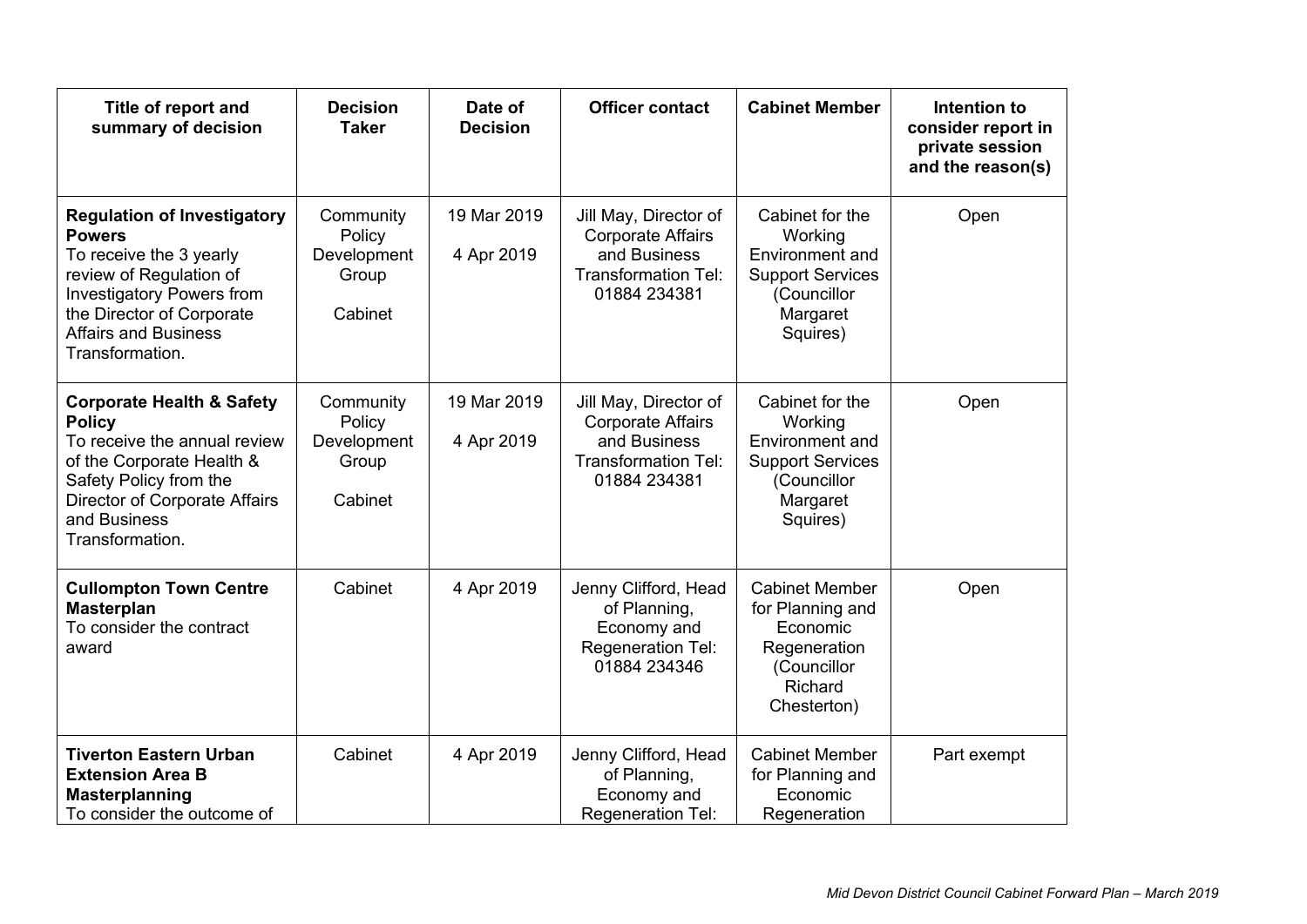| Title of report and summary of decision | Decision Taker | Date of Decision | Officer contact | Cabinet Member | Intention to consider report in private session and the reason(s) |
|---|---|---|---|---|---|
| **Regulation of Investigatory Powers** To receive the 3 yearly review of Regulation of Investigatory Powers from the Director of Corporate Affairs and Business Transformation. | Community Policy Development Group<br><br>Cabinet | 19 Mar 2019<br><br>4 Apr 2019 | Jill May, Director of Corporate Affairs and Business Transformation Tel: 01884 234381 | Cabinet for the Working Environment and Support Services (Councillor Margaret Squires) | Open |
| **Corporate Health & Safety Policy** To receive the annual review of the Corporate Health & Safety Policy from the Director of Corporate Affairs and Business Transformation. | Community Policy Development Group<br><br>Cabinet | 19 Mar 2019<br><br>4 Apr 2019 | Jill May, Director of Corporate Affairs and Business Transformation Tel: 01884 234381 | Cabinet for the Working Environment and Support Services (Councillor Margaret Squires) | Open |
| **Cullompton Town Centre Masterplan** To consider the contract award | Cabinet | 4 Apr 2019 | Jenny Clifford, Head of Planning, Economy and Regeneration Tel: 01884 234346 | Cabinet Member for Planning and Economic Regeneration (Councillor Richard Chesterton) | Open |
| **Tiverton Eastern Urban Extension Area B Masterplanning** To consider the outcome of | Cabinet | 4 Apr 2019 | Jenny Clifford, Head of Planning, Economy and Regeneration Tel: | Cabinet Member for Planning and Economic Regeneration | Part exempt |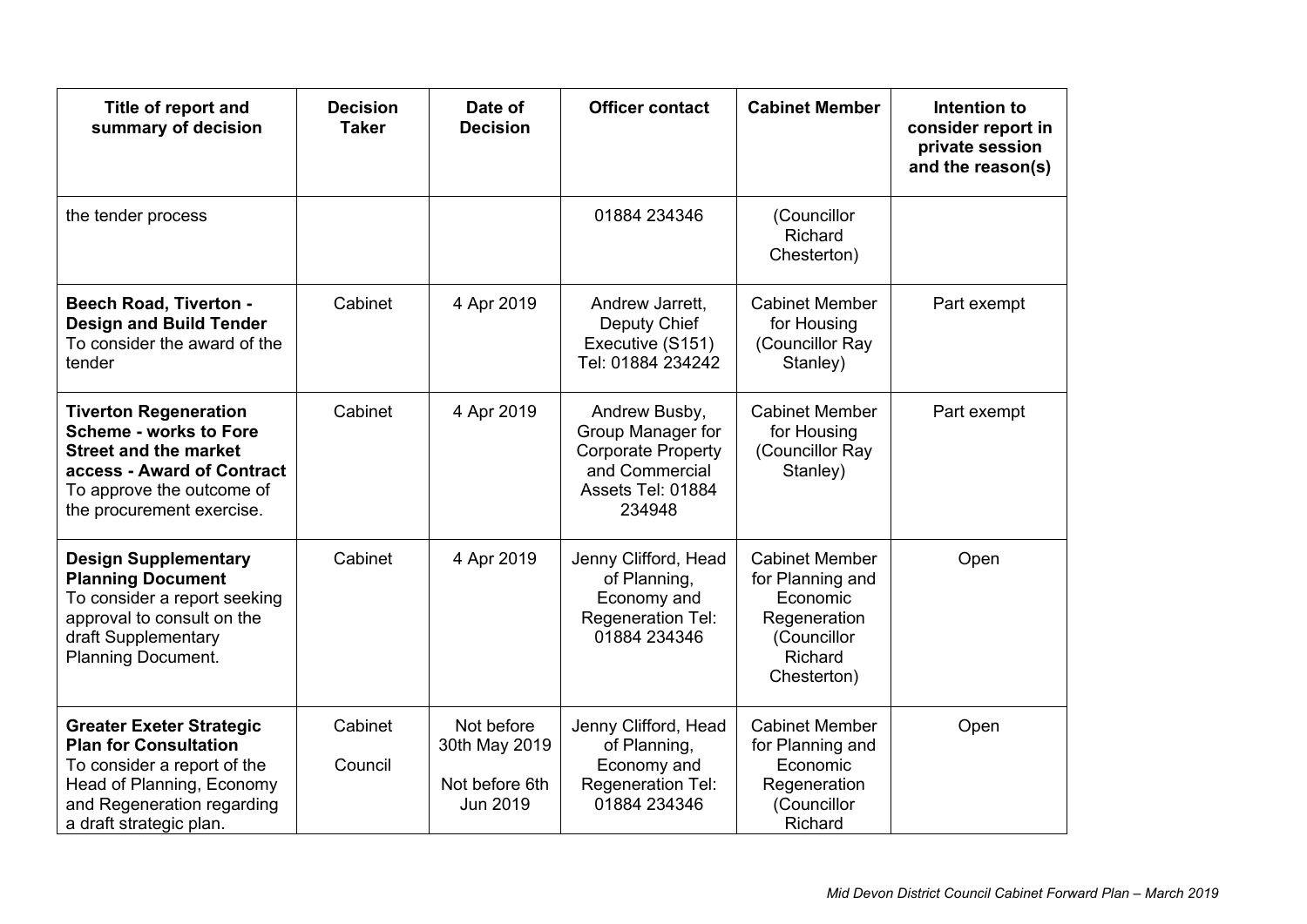| Title of report and summary of decision | Decision Taker | Date of Decision | Officer contact | Cabinet Member | Intention to consider report in private session and the reason(s) |
|---|---|---|---|---|---|
| the tender process | | | 01884 234346 | (Councillor Richard Chesterton) | |
| **Beech Road, Tiverton - Design and Build Tender** To consider the award of the tender | Cabinet | 4 Apr 2019 | Andrew Jarrett, Deputy Chief Executive (S151) Tel: 01884 234242 | Cabinet Member for Housing (Councillor Ray Stanley) | Part exempt |
| **Tiverton Regeneration Scheme - works to Fore Street and the market access - Award of Contract** To approve the outcome of the procurement exercise. | Cabinet | 4 Apr 2019 | Andrew Busby, Group Manager for Corporate Property and Commercial Assets Tel: 01884 234948 | Cabinet Member for Housing (Councillor Ray Stanley) | Part exempt |
| **Design Supplementary Planning Document** To consider a report seeking approval to consult on the draft Supplementary Planning Document. | Cabinet | 4 Apr 2019 | Jenny Clifford, Head of Planning, Economy and Regeneration Tel: 01884 234346 | Cabinet Member for Planning and Economic Regeneration (Councillor Richard Chesterton) | Open |
| **Greater Exeter Strategic Plan for Consultation** To consider a report of the Head of Planning, Economy and Regeneration regarding a draft strategic plan. | Cabinet<br><br>Council | Not before 30th May 2019<br><br>Not before 6th Jun 2019 | Jenny Clifford, Head of Planning, Economy and Regeneration Tel: 01884 234346 | Cabinet Member for Planning and Economic Regeneration (Councillor Richard | Open |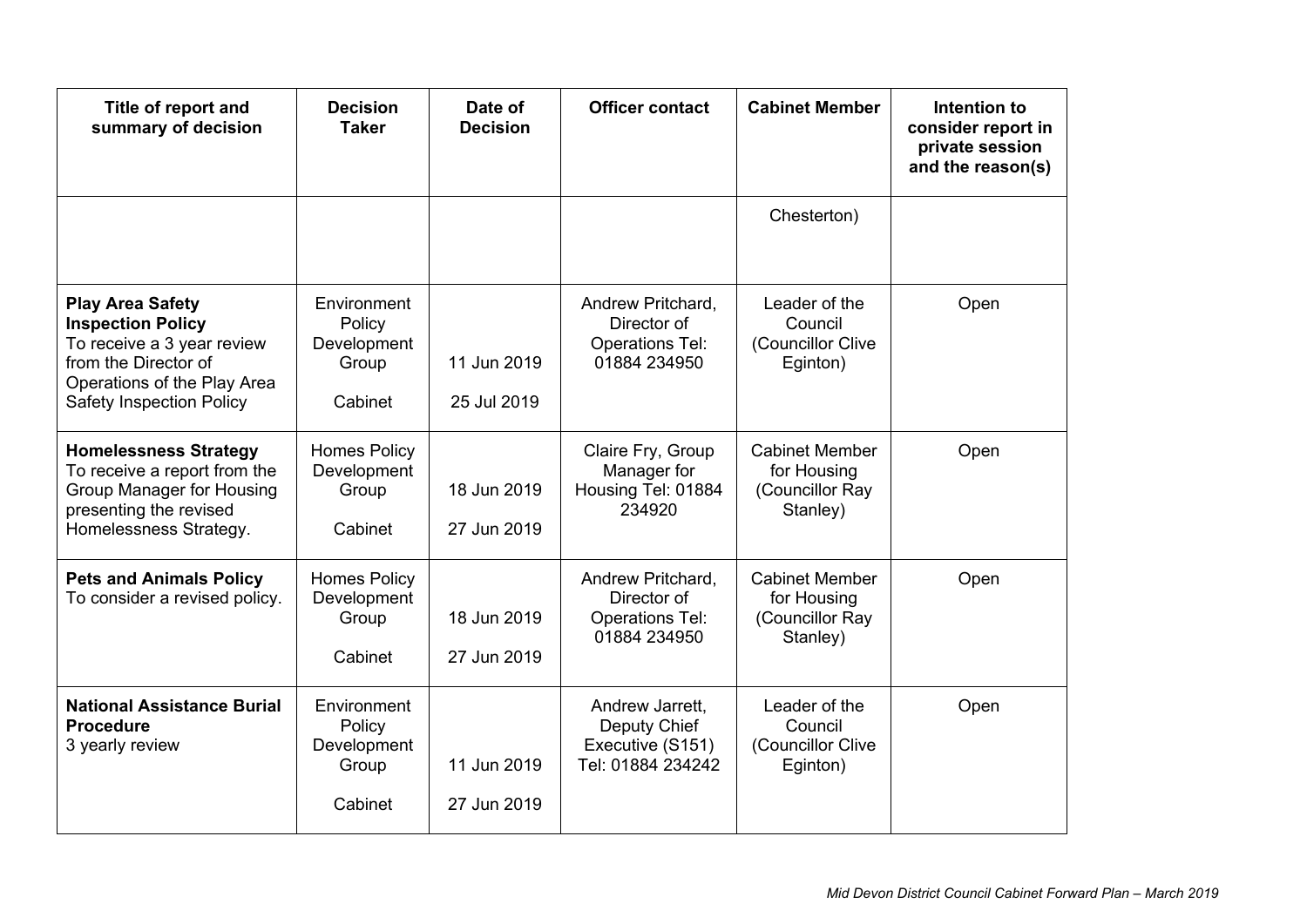| Title of report and summary of decision | Decision Taker | Date of Decision | Officer contact | Cabinet Member | Intention to consider report in private session and the reason(s) |
|---|---|---|---|---|---|
| | | | | Chesterton) | |
| **Play Area Safety Inspection Policy** To receive a 3 year review from the Director of Operations of the Play Area Safety Inspection Policy | Environment Policy Development Group<br><br>Cabinet | 11 Jun 2019<br><br>25 Jul 2019 | Andrew Pritchard, Director of Operations Tel: 01884 234950 | Leader of the Council (Councillor Clive Eginton) | Open |
| **Homelessness Strategy** To receive a report from the Group Manager for Housing presenting the revised Homelessness Strategy. | Homes Policy Development Group<br><br>Cabinet | 18 Jun 2019<br><br>27 Jun 2019 | Claire Fry, Group Manager for Housing Tel: 01884 234920 | Cabinet Member for Housing (Councillor Ray Stanley) | Open |
| **Pets and Animals Policy** To consider a revised policy. | Homes Policy Development Group<br><br>Cabinet | 18 Jun 2019<br><br>27 Jun 2019 | Andrew Pritchard, Director of Operations Tel: 01884 234950 | Cabinet Member for Housing (Councillor Ray Stanley) | Open |
| **National Assistance Burial Procedure** 3 yearly review | Environment Policy Development Group<br><br>Cabinet | 11 Jun 2019<br><br>27 Jun 2019 | Andrew Jarrett, Deputy Chief Executive (S151) Tel: 01884 234242 | Leader of the Council (Councillor Clive Eginton) | Open |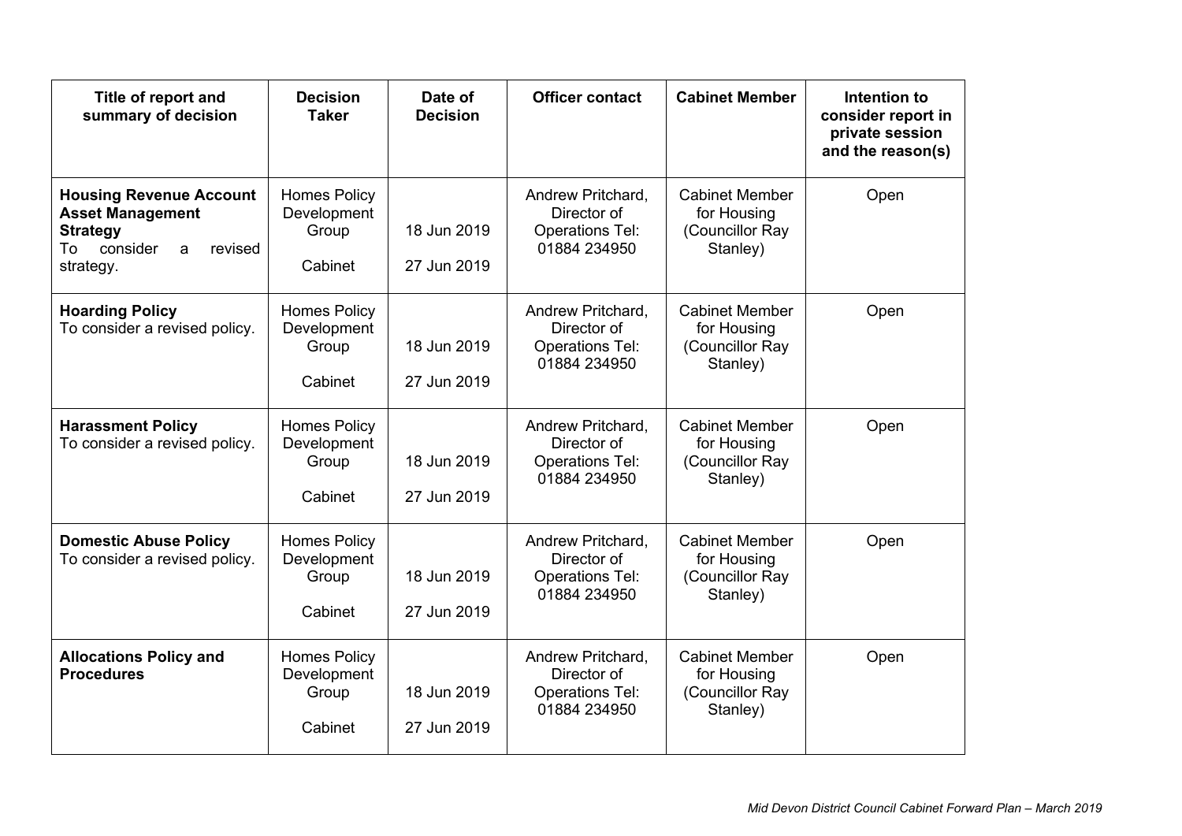| Title of report and summary of decision | Decision Taker | Date of Decision | Officer contact | Cabinet Member | Intention to consider report in private session and the reason(s) |
|---|---|---|---|---|---|
| **Housing Revenue Account Asset Management Strategy** To consider a revised strategy. | Homes Policy Development Group<br><br>Cabinet | 18 Jun 2019<br><br>27 Jun 2019 | Andrew Pritchard, Director of Operations Tel: 01884 234950 | Cabinet Member for Housing (Councillor Ray Stanley) | Open |
| **Hoarding Policy** To consider a revised policy. | Homes Policy Development Group<br><br>Cabinet | 18 Jun 2019<br><br>27 Jun 2019 | Andrew Pritchard, Director of Operations Tel: 01884 234950 | Cabinet Member for Housing (Councillor Ray Stanley) | Open |
| **Harassment Policy** To consider a revised policy. | Homes Policy Development Group<br><br>Cabinet | 18 Jun 2019<br><br>27 Jun 2019 | Andrew Pritchard, Director of Operations Tel: 01884 234950 | Cabinet Member for Housing (Councillor Ray Stanley) | Open |
| **Domestic Abuse Policy** To consider a revised policy. | Homes Policy Development Group<br><br>Cabinet | 18 Jun 2019<br><br>27 Jun 2019 | Andrew Pritchard, Director of Operations Tel: 01884 234950 | Cabinet Member for Housing (Councillor Ray Stanley) | Open |
| **Allocations Policy and Procedures** | Homes Policy Development Group<br><br>Cabinet | 18 Jun 2019<br><br>27 Jun 2019 | Andrew Pritchard, Director of Operations Tel: 01884 234950 | Cabinet Member for Housing (Councillor Ray Stanley) | Open |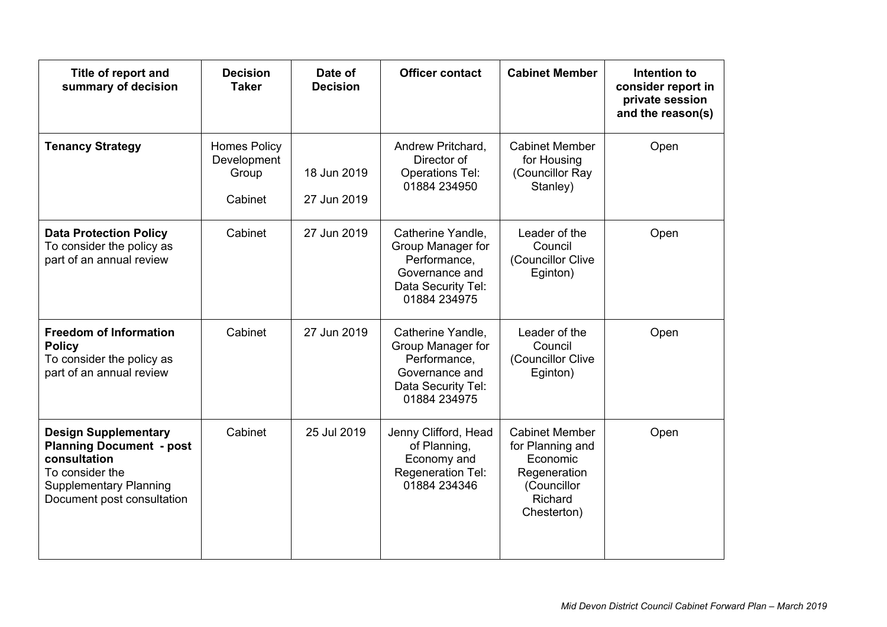| Title of report and summary of decision | Decision Taker | Date of Decision | Officer contact | Cabinet Member | Intention to consider report in private session and the reason(s) |
|---|---|---|---|---|---|
| **Tenancy Strategy** | Homes Policy Development Group<br><br>Cabinet | 18 Jun 2019<br><br>27 Jun 2019 | Andrew Pritchard, Director of Operations Tel: 01884 234950 | Cabinet Member for Housing (Councillor Ray Stanley) | Open |
| **Data Protection Policy**<br>To consider the policy as part of an annual review | Cabinet | 27 Jun 2019 | Catherine Yandle, Group Manager for Performance, Governance and Data Security Tel: 01884 234975 | Leader of the Council (Councillor Clive Eginton) | Open |
| **Freedom of Information Policy**<br>To consider the policy as part of an annual review | Cabinet | 27 Jun 2019 | Catherine Yandle, Group Manager for Performance, Governance and Data Security Tel: 01884 234975 | Leader of the Council (Councillor Clive Eginton) | Open |
| **Design Supplementary Planning Document - post consultation**<br>To consider the Supplementary Planning Document post consultation | Cabinet | 25 Jul 2019 | Jenny Clifford, Head of Planning, Economy and Regeneration Tel: 01884 234346 | Cabinet Member for Planning and Economic Regeneration (Councillor Richard Chesterton) | Open |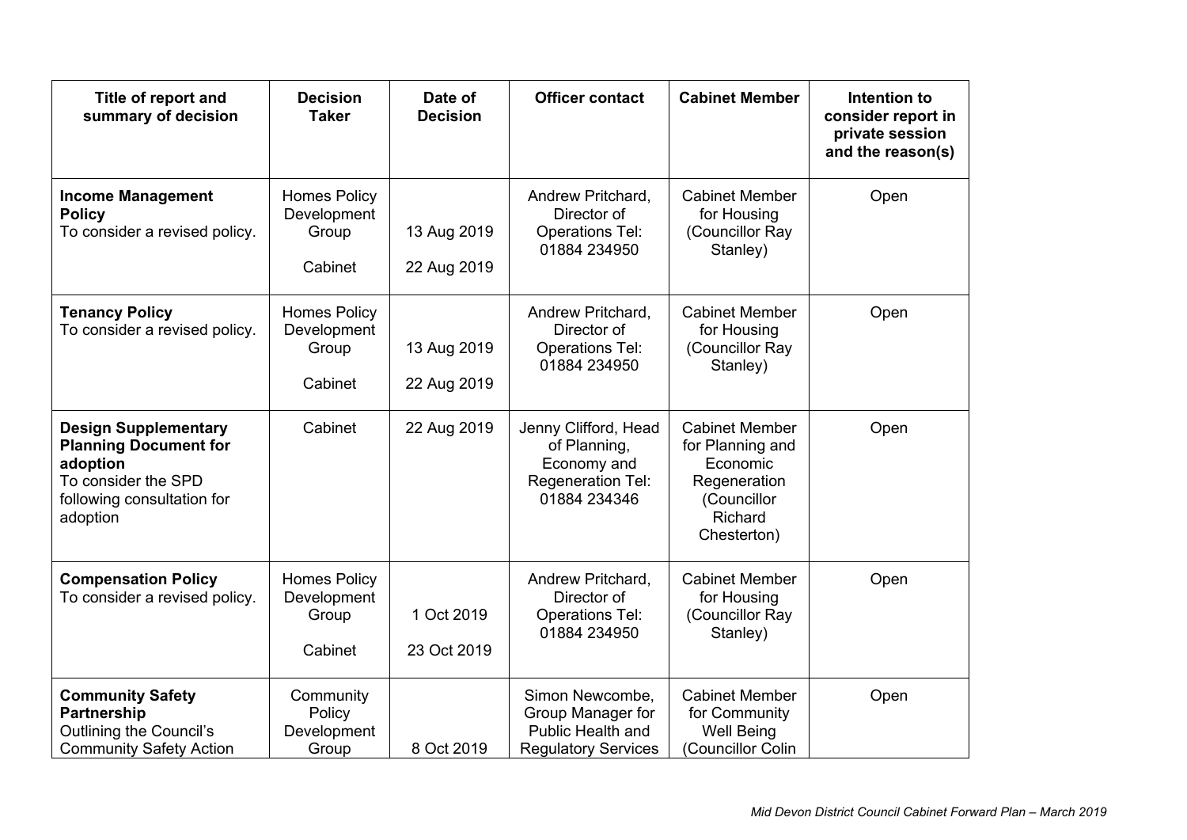| Title of report and summary of decision | Decision Taker | Date of Decision | Officer contact | Cabinet Member | Intention to consider report in private session and the reason(s) |
|---|---|---|---|---|---|
| **Income Management Policy** To consider a revised policy. | Homes Policy Development Group<br><br>Cabinet | 13 Aug 2019<br><br>22 Aug 2019 | Andrew Pritchard, Director of Operations Tel: 01884 234950 | Cabinet Member for Housing (Councillor Ray Stanley) | Open |
| **Tenancy Policy** To consider a revised policy. | Homes Policy Development Group<br><br>Cabinet | 13 Aug 2019<br><br>22 Aug 2019 | Andrew Pritchard, Director of Operations Tel: 01884 234950 | Cabinet Member for Housing (Councillor Ray Stanley) | Open |
| **Design Supplementary Planning Document for adoption** To consider the SPD following consultation for adoption | Cabinet | 22 Aug 2019 | Jenny Clifford, Head of Planning, Economy and Regeneration Tel: 01884 234346 | Cabinet Member for Planning and Economic Regeneration (Councillor Richard Chesterton) | Open |
| **Compensation Policy** To consider a revised policy. | Homes Policy Development Group<br><br>Cabinet | 1 Oct 2019<br><br>23 Oct 2019 | Andrew Pritchard, Director of Operations Tel: 01884 234950 | Cabinet Member for Housing (Councillor Ray Stanley) | Open |
| **Community Safety Partnership** Outlining the Council's Community Safety Action | Community Policy Development Group | 8 Oct 2019 | Simon Newcombe, Group Manager for Public Health and Regulatory Services | Cabinet Member for Community Well Being (Councillor Colin | Open |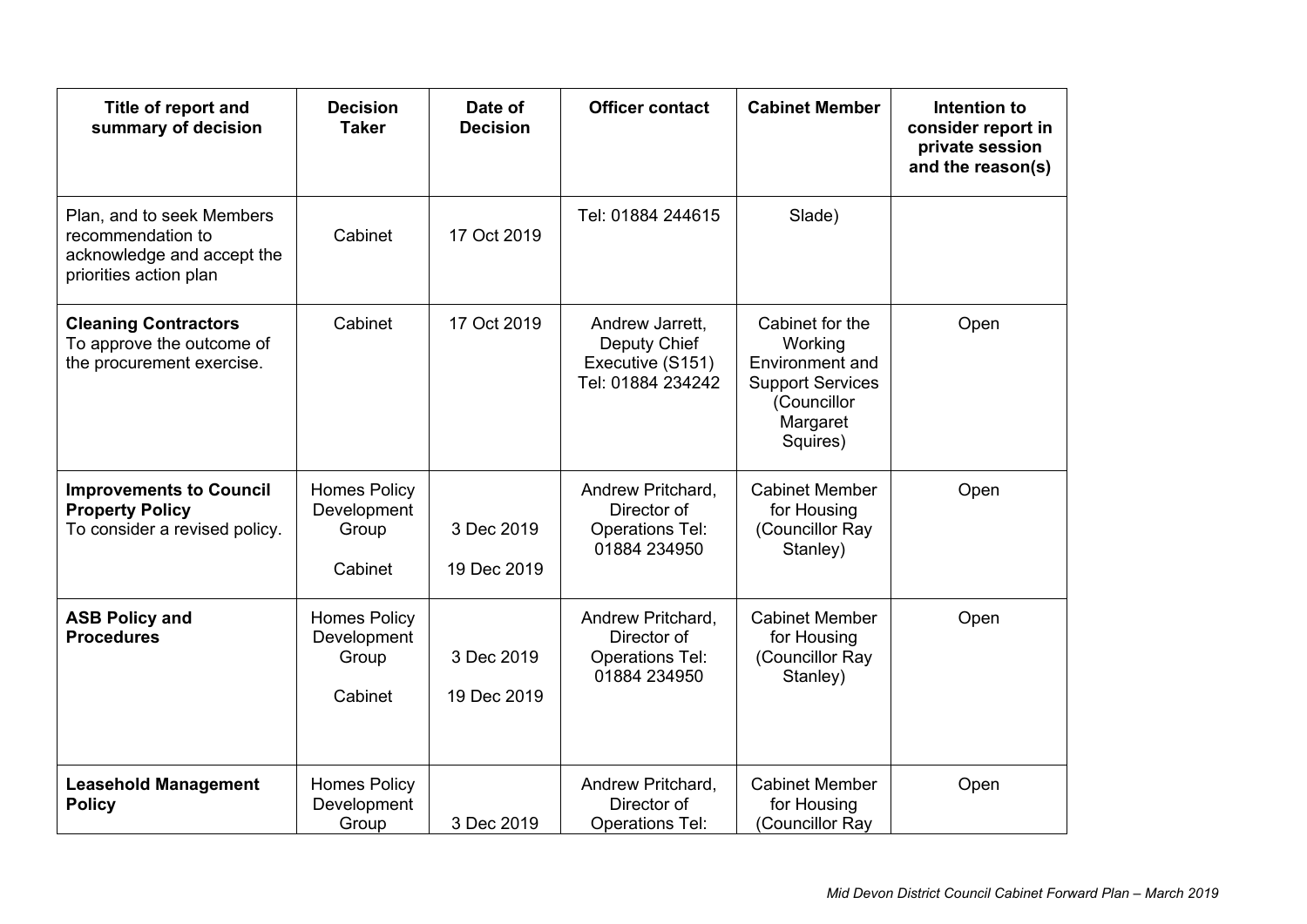| Title of report and summary of decision | Decision Taker | Date of Decision | Officer contact | Cabinet Member | Intention to consider report in private session and the reason(s) |
|---|---|---|---|---|---|
| Plan, and to seek Members recommendation to acknowledge and accept the priorities action plan | Cabinet | 17 Oct 2019 | Tel: 01884 244615 | Slade) | |
| **Cleaning Contractors** To approve the outcome of the procurement exercise. | Cabinet | 17 Oct 2019 | Andrew Jarrett, Deputy Chief Executive (S151) Tel: 01884 234242 | Cabinet for the Working Environment and Support Services (Councillor Margaret Squires) | Open |
| **Improvements to Council Property Policy** To consider a revised policy. | Homes Policy Development Group<br><br>Cabinet | 3 Dec 2019<br><br>19 Dec 2019 | Andrew Pritchard, Director of Operations Tel: 01884 234950 | Cabinet Member for Housing (Councillor Ray Stanley) | Open |
| **ASB Policy and Procedures** | Homes Policy Development Group<br><br>Cabinet | 3 Dec 2019<br><br>19 Dec 2019 | Andrew Pritchard, Director of Operations Tel: 01884 234950 | Cabinet Member for Housing (Councillor Ray Stanley) | Open |
| **Leasehold Management Policy** | Homes Policy Development Group | 3 Dec 2019 | Andrew Pritchard, Director of Operations Tel: | Cabinet Member for Housing (Councillor Ray | Open |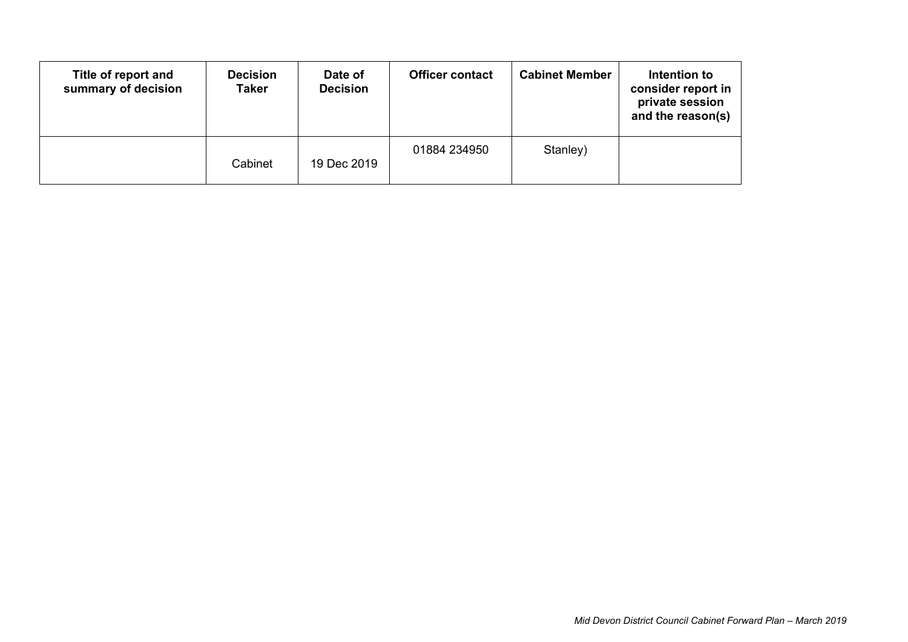| Title of report and summary of decision | Decision Taker | Date of Decision | Officer contact | Cabinet Member | Intention to consider report in private session and the reason(s) |
|---|---|---|---|---|---|
| | Cabinet | 19 Dec 2019 | 01884 234950 | Stanley) | |